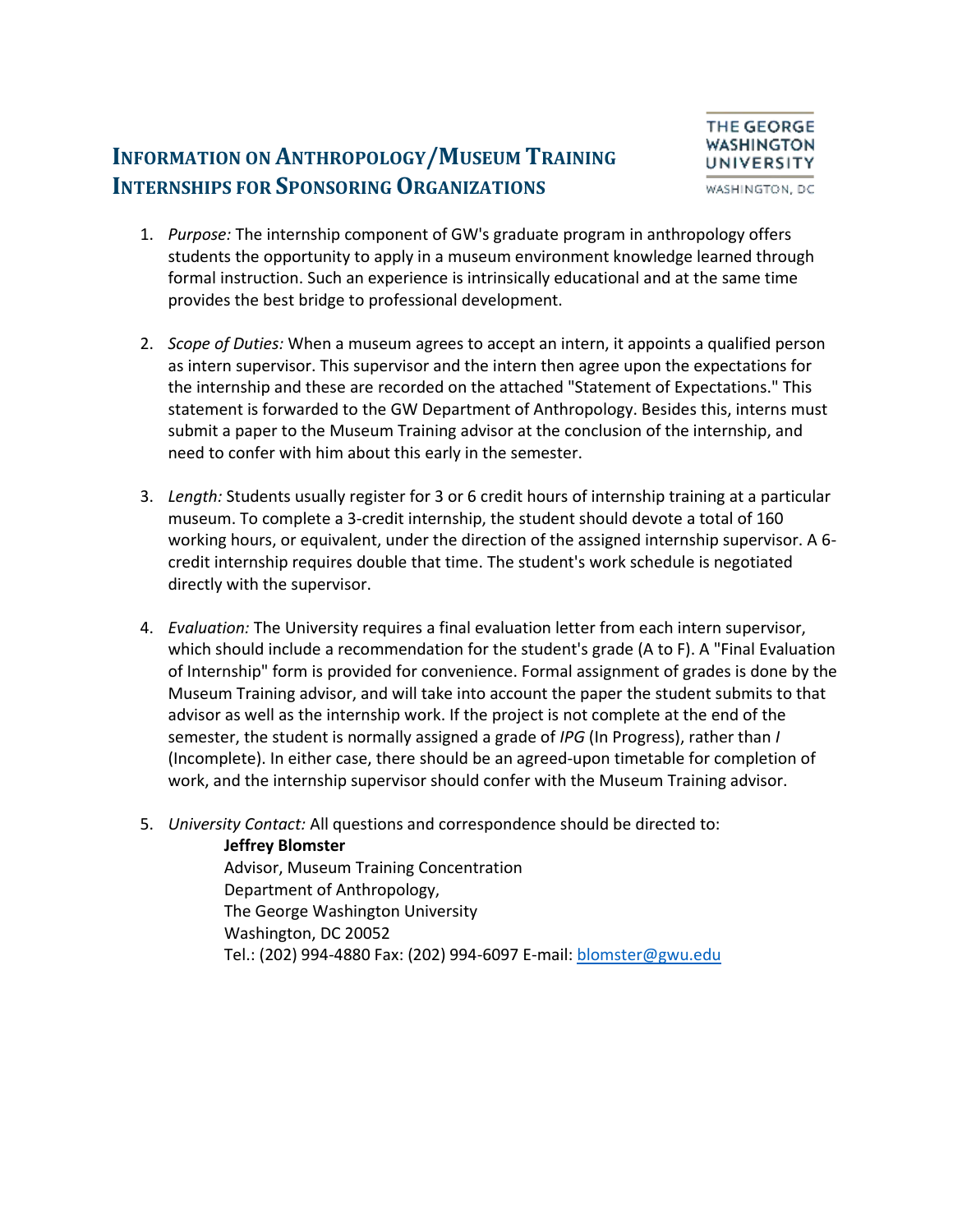# Information on Anthropology/Museum Training Internships for Sponsoring Organizations

THE GEORGE WASHINGTON UNIVERSITY
WASHINGTON, DC

1. *Purpose:* The internship component of GW's graduate program in anthropology offers students the opportunity to apply in a museum environment knowledge learned through formal instruction. Such an experience is intrinsically educational and at the same time provides the best bridge to professional development.

2. *Scope of Duties:* When a museum agrees to accept an intern, it appoints a qualified person as intern supervisor. This supervisor and the intern then agree upon the expectations for the internship and these are recorded on the attached "Statement of Expectations." This statement is forwarded to the GW Department of Anthropology. Besides this, interns must submit a paper to the Museum Training advisor at the conclusion of the internship, and need to confer with him about this early in the semester.

3. *Length:* Students usually register for 3 or 6 credit hours of internship training at a particular museum. To complete a 3-credit internship, the student should devote a total of 160 working hours, or equivalent, under the direction of the assigned internship supervisor. A 6-credit internship requires double that time. The student's work schedule is negotiated directly with the supervisor.

4. *Evaluation:* The University requires a final evaluation letter from each intern supervisor, which should include a recommendation for the student's grade (A to F). A "Final Evaluation of Internship" form is provided for convenience. Formal assignment of grades is done by the Museum Training advisor, and will take into account the paper the student submits to that advisor as well as the internship work. If the project is not complete at the end of the semester, the student is normally assigned a grade of *IPG* (In Progress), rather than *I* (Incomplete). In either case, there should be an agreed-upon timetable for completion of work, and the internship supervisor should confer with the Museum Training advisor.

5. *University Contact:* All questions and correspondence should be directed to:

   **Jeffrey Blomster**
   Advisor, Museum Training Concentration
   Department of Anthropology,
   The George Washington University
   Washington, DC 20052
   Tel.: (202) 994-4880 Fax: (202) 994-6097 E-mail: blomster@gwu.edu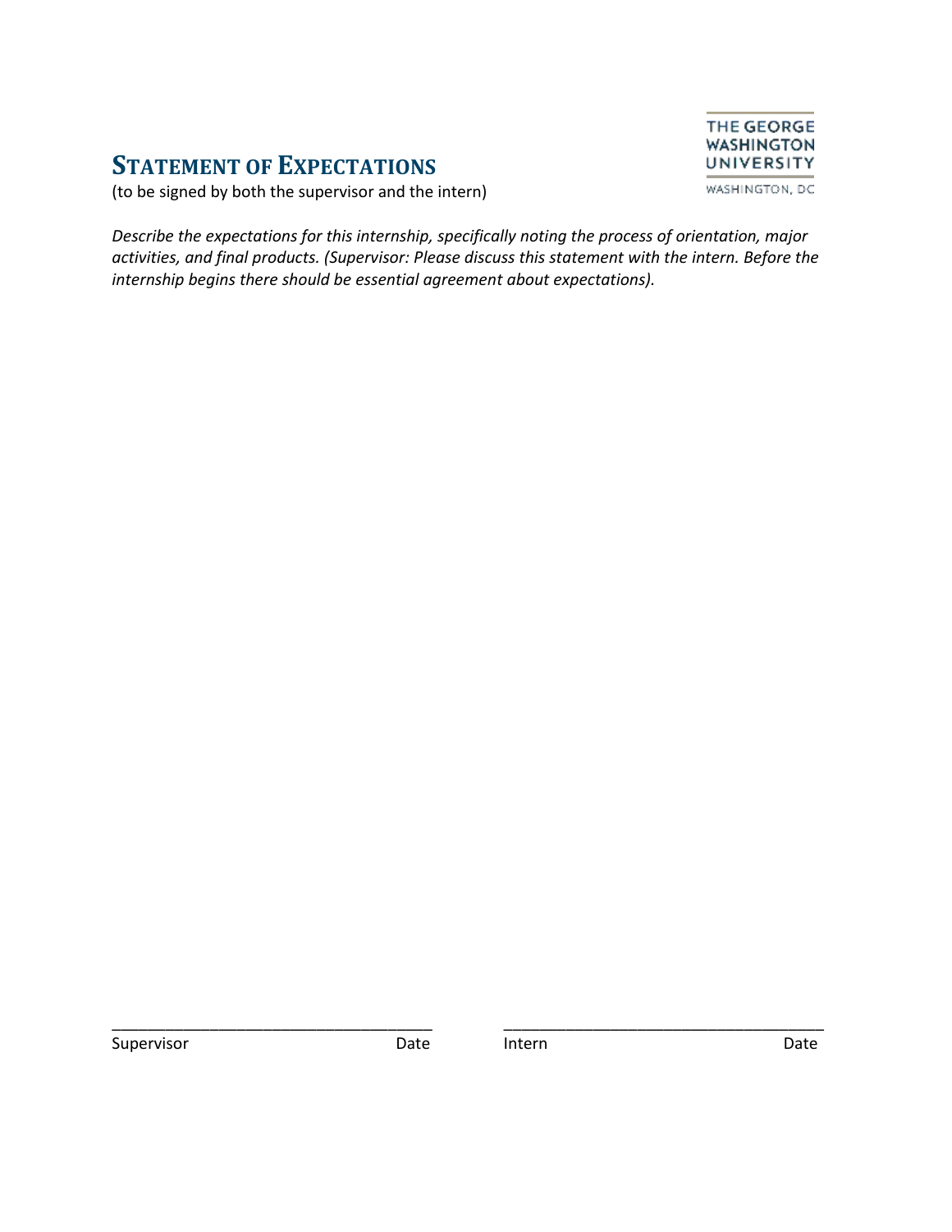# STATEMENT OF EXPECTATIONS

(to be signed by both the supervisor and the intern)

THE GEORGE WASHINGTON UNIVERSITY
WASHINGTON, DC

*Describe the expectations for this internship, specifically noting the process of orientation, major activities, and final products. (Supervisor: Please discuss this statement with the intern. Before the internship begins there should be essential agreement about expectations).*

_______________________________________ _______________________________________

Supervisor Date Intern Date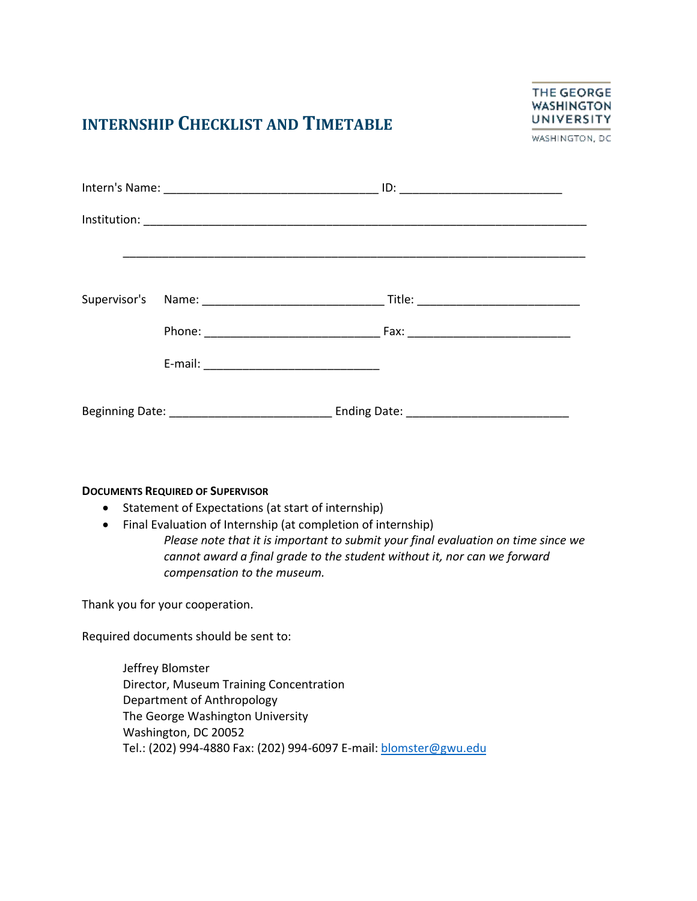# INTERNSHIP CHECKLIST AND TIMETABLE

THE GEORGE WASHINGTON UNIVERSITY
WASHINGTON, DC

Intern's Name: ________________________________ ID: ________________________

Institution: ____________________________________________________________________

____________________________________________________________________

Supervisor's Name: ___________________________ Title: ________________________

Phone: __________________________ Fax: ________________________

E-mail: __________________________

Beginning Date: ________________________ Ending Date: ________________________

**DOCUMENTS REQUIRED OF SUPERVISOR**

- Statement of Expectations (at start of internship)
- Final Evaluation of Internship (at completion of internship)

  *Please note that it is important to submit your final evaluation on time since we cannot award a final grade to the student without it, nor can we forward compensation to the museum.*

Thank you for your cooperation.

Required documents should be sent to:

Jeffrey Blomster
Director, Museum Training Concentration
Department of Anthropology
The George Washington University
Washington, DC 20052
Tel.: (202) 994-4880 Fax: (202) 994-6097 E-mail: blomster@gwu.edu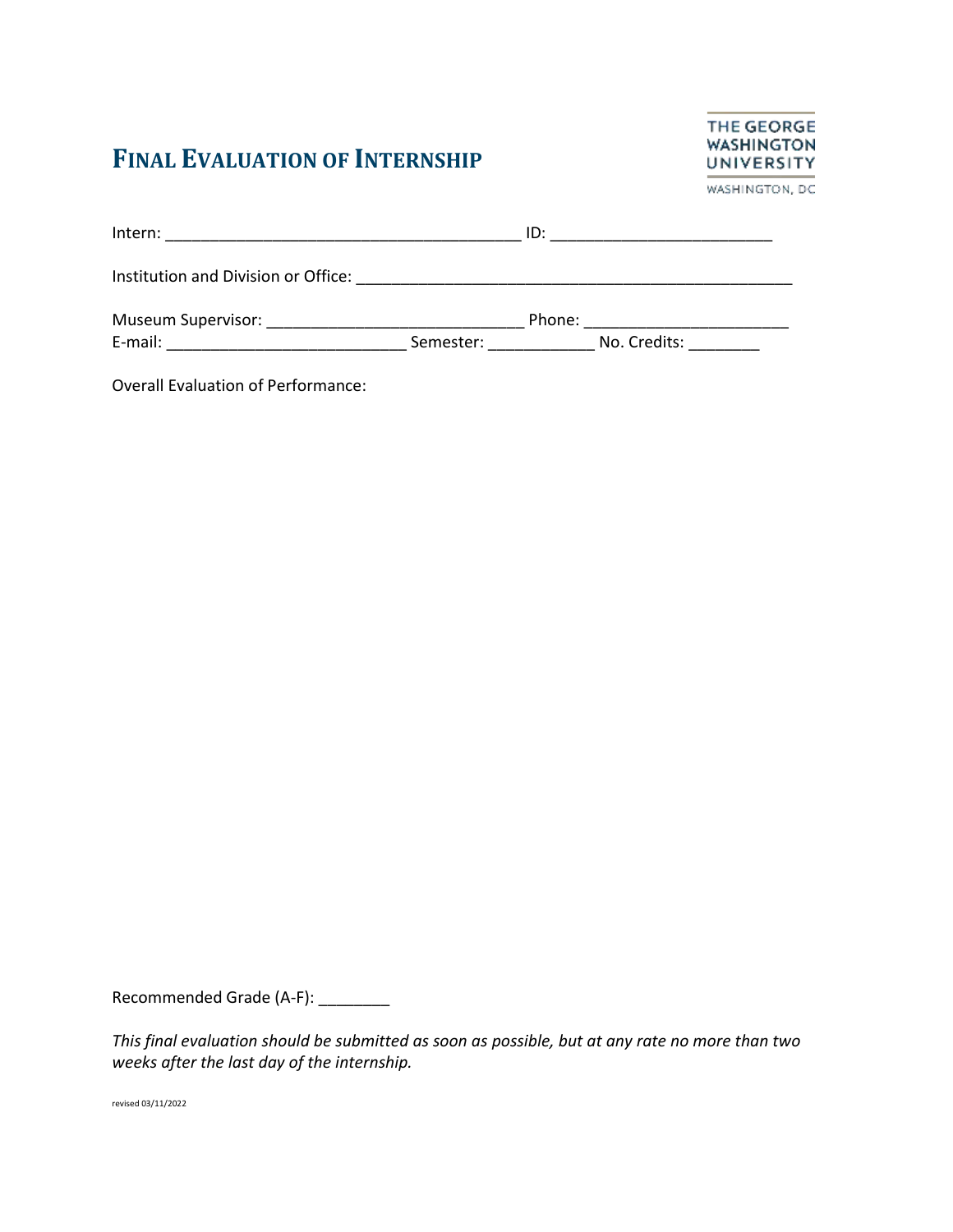# FINAL EVALUATION OF INTERNSHIP

THE GEORGE WASHINGTON UNIVERSITY
WASHINGTON, DC

Intern: ________________________________________ ID: _________________________

Institution and Division or Office: __________________________________________________

Museum Supervisor: _____________________________ Phone: ______________________

E-mail: ___________________________ Semester: ____________ No. Credits: ________

Overall Evaluation of Performance:

Recommended Grade (A-F): ________

*This final evaluation should be submitted as soon as possible, but at any rate no more than two weeks after the last day of the internship.*

revised 03/11/2022